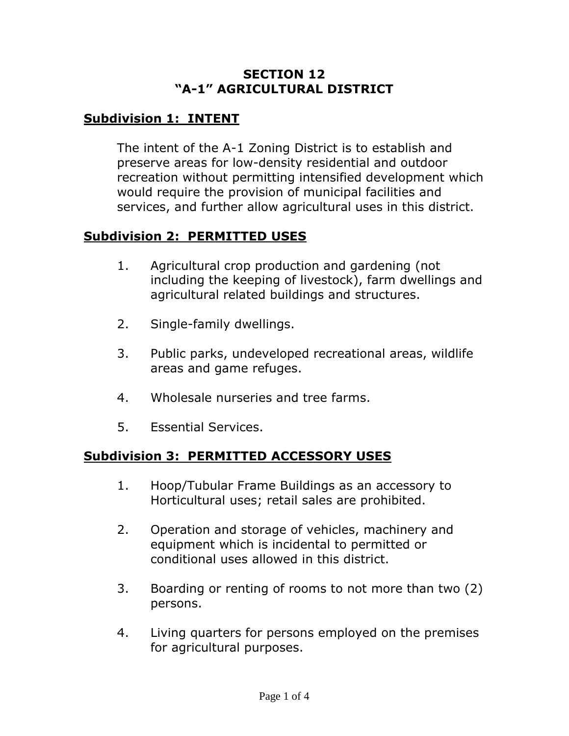# SECTION 12
# "A-1" AGRICULTURAL DISTRICT

## Subdivision 1: INTENT

The intent of the A-1 Zoning District is to establish and preserve areas for low-density residential and outdoor recreation without permitting intensified development which would require the provision of municipal facilities and services, and further allow agricultural uses in this district.

## Subdivision 2: PERMITTED USES

1. Agricultural crop production and gardening (not including the keeping of livestock), farm dwellings and agricultural related buildings and structures.

2. Single-family dwellings.

3. Public parks, undeveloped recreational areas, wildlife areas and game refuges.

4. Wholesale nurseries and tree farms.

5. Essential Services.

## Subdivision 3: PERMITTED ACCESSORY USES

1. Hoop/Tubular Frame Buildings as an accessory to Horticultural uses; retail sales are prohibited.

2. Operation and storage of vehicles, machinery and equipment which is incidental to permitted or conditional uses allowed in this district.

3. Boarding or renting of rooms to not more than two (2) persons.

4. Living quarters for persons employed on the premises for agricultural purposes.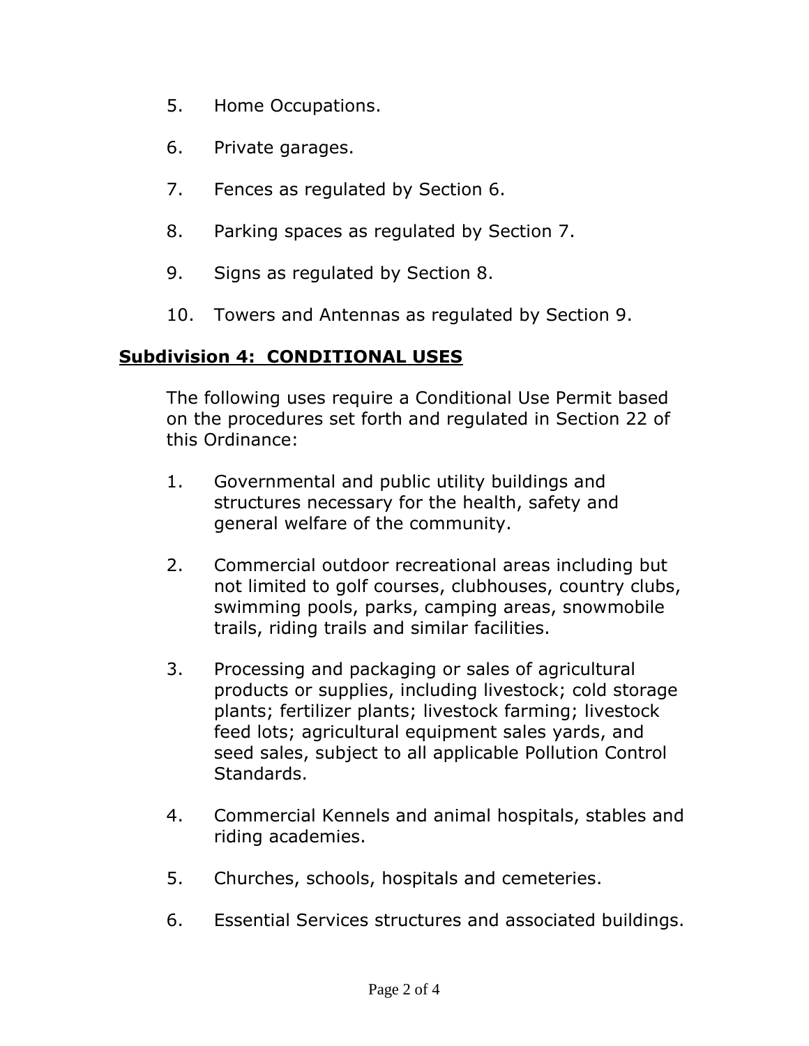5. Home Occupations.

6. Private garages.

7. Fences as regulated by Section 6.

8. Parking spaces as regulated by Section 7.

9. Signs as regulated by Section 8.

10. Towers and Antennas as regulated by Section 9.

## **Subdivision 4: CONDITIONAL USES**

The following uses require a Conditional Use Permit based on the procedures set forth and regulated in Section 22 of this Ordinance:

1. Governmental and public utility buildings and structures necessary for the health, safety and general welfare of the community.

2. Commercial outdoor recreational areas including but not limited to golf courses, clubhouses, country clubs, swimming pools, parks, camping areas, snowmobile trails, riding trails and similar facilities.

3. Processing and packaging or sales of agricultural products or supplies, including livestock; cold storage plants; fertilizer plants; livestock farming; livestock feed lots; agricultural equipment sales yards, and seed sales, subject to all applicable Pollution Control Standards.

4. Commercial Kennels and animal hospitals, stables and riding academies.

5. Churches, schools, hospitals and cemeteries.

6. Essential Services structures and associated buildings.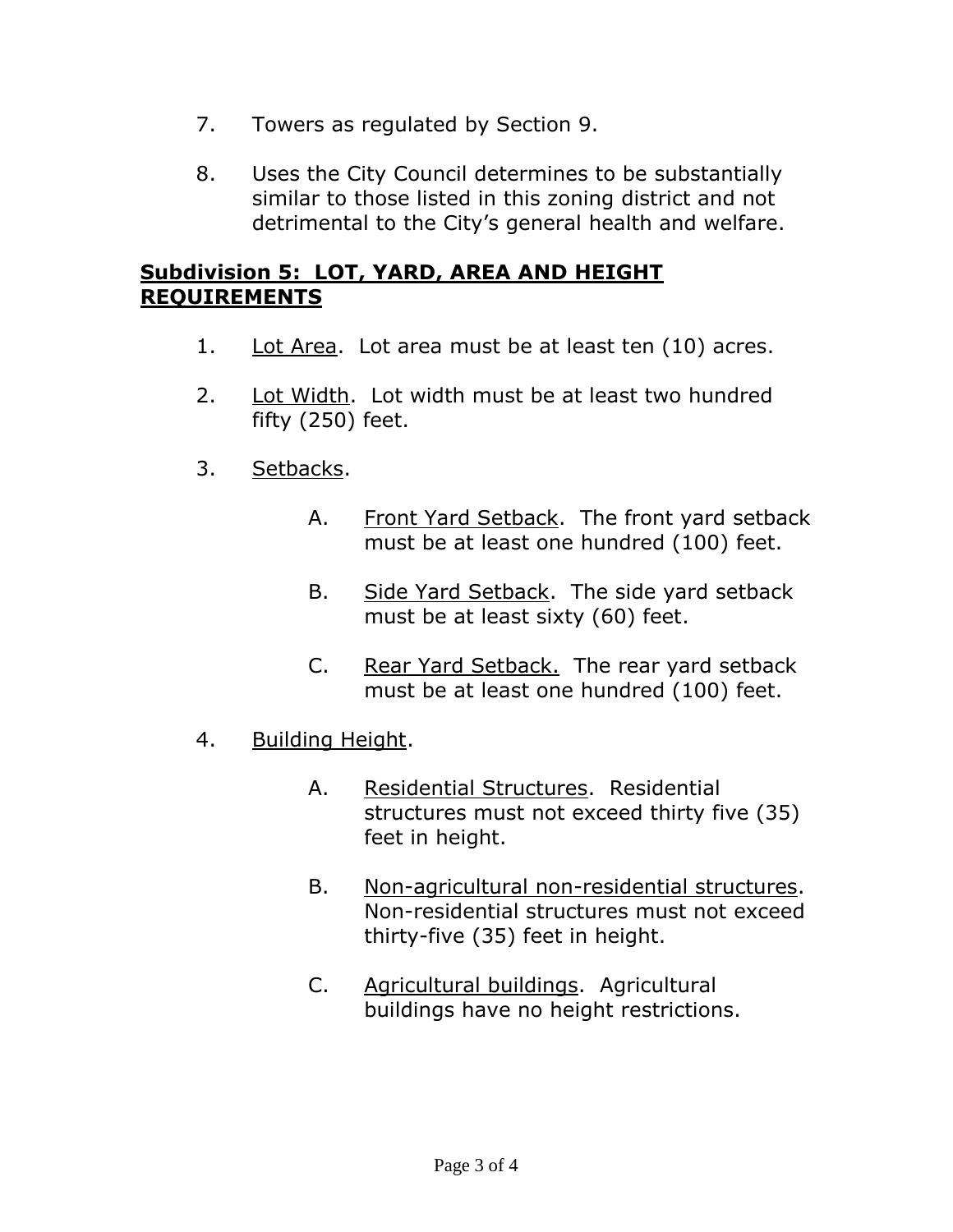7. Towers as regulated by Section 9.

8. Uses the City Council determines to be substantially similar to those listed in this zoning district and not detrimental to the City's general health and welfare.

**Subdivision 5: LOT, YARD, AREA AND HEIGHT REQUIREMENTS**

1. Lot Area. Lot area must be at least ten (10) acres.

2. Lot Width. Lot width must be at least two hundred fifty (250) feet.

3. Setbacks.

   A. Front Yard Setback. The front yard setback must be at least one hundred (100) feet.

   B. Side Yard Setback. The side yard setback must be at least sixty (60) feet.

   C. Rear Yard Setback. The rear yard setback must be at least one hundred (100) feet.

4. Building Height.

   A. Residential Structures. Residential structures must not exceed thirty five (35) feet in height.

   B. Non-agricultural non-residential structures. Non-residential structures must not exceed thirty-five (35) feet in height.

   C. Agricultural buildings. Agricultural buildings have no height restrictions.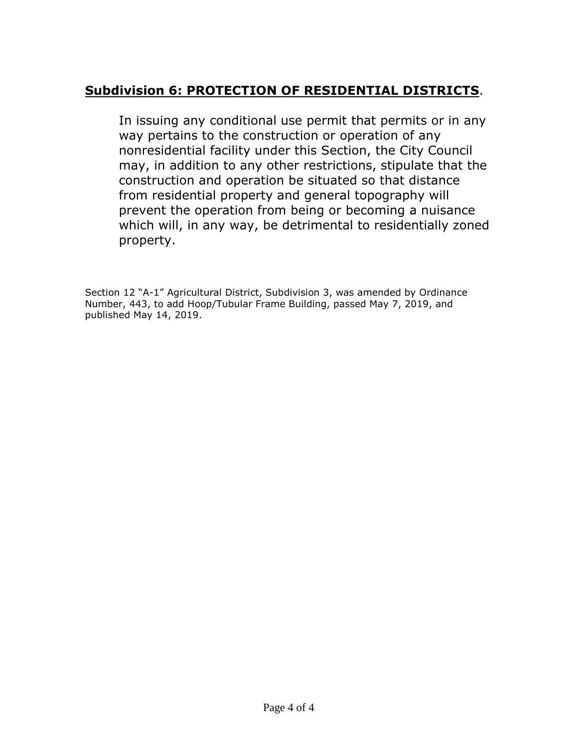**Subdivision 6: PROTECTION OF RESIDENTIAL DISTRICTS**.

In issuing any conditional use permit that permits or in any way pertains to the construction or operation of any nonresidential facility under this Section, the City Council may, in addition to any other restrictions, stipulate that the construction and operation be situated so that distance from residential property and general topography will prevent the operation from being or becoming a nuisance which will, in any way, be detrimental to residentially zoned property.

Section 12 "A-1" Agricultural District, Subdivision 3, was amended by Ordinance Number, 443, to add Hoop/Tubular Frame Building, passed May 7, 2019, and published May 14, 2019.